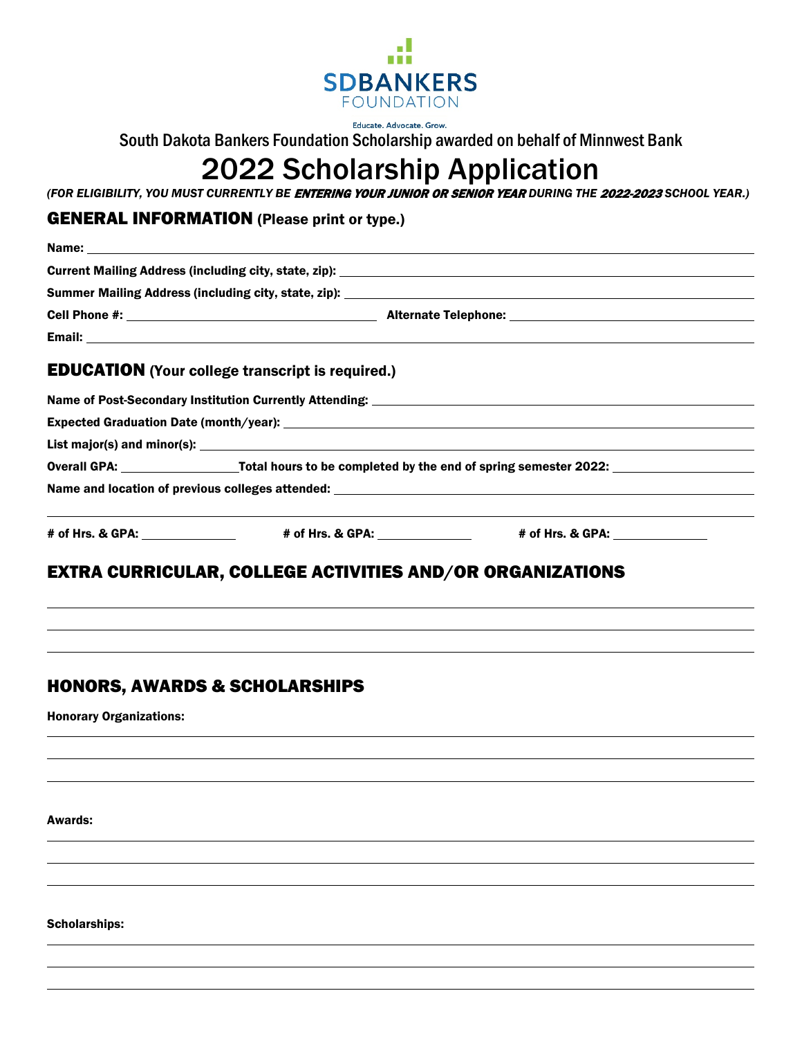SDBANKERS FOUNDATION

Educate. Advocate. Grow.

South Dakota Bankers Foundation Scholarship awarded on behalf of Minnwest Bank

# 2022 Scholarship Application

*(FOR ELIGIBILITY, YOU MUST CURRENTLY BE **ENTERING YOUR JUNIOR OR SENIOR YEAR** DURING THE **2022-2023** SCHOOL YEAR.)*

## GENERAL INFORMATION (Please print or type.)

**Name:** ______________________________

**Current Mailing Address (including city, state, zip):** ______________________________

**Summer Mailing Address (including city, state, zip):** ______________________________

**Cell Phone #:** ______________________________ **Alternate Telephone:** ______________________________

**Email:** ______________________________

## EDUCATION (Your college transcript is required.)

**Name of Post-Secondary Institution Currently Attending:** ______________________________

**Expected Graduation Date (month/year):** ______________________________

**List major(s) and minor(s):** ______________________________

**Overall GPA:** ______________ **Total hours to be completed by the end of spring semester 2022:** ______________

**Name and location of previous colleges attended:** ______________________________

______________________________

**# of Hrs. & GPA:** ______________ **# of Hrs. & GPA:** ______________ **# of Hrs. & GPA:** ______________

## EXTRA CURRICULAR, COLLEGE ACTIVITIES AND/OR ORGANIZATIONS

______________________________

______________________________

______________________________

## HONORS, AWARDS & SCHOLARSHIPS

**Honorary Organizations:**

______________________________

______________________________

______________________________

**Awards:**

______________________________

______________________________

______________________________

**Scholarships:**

______________________________

______________________________

______________________________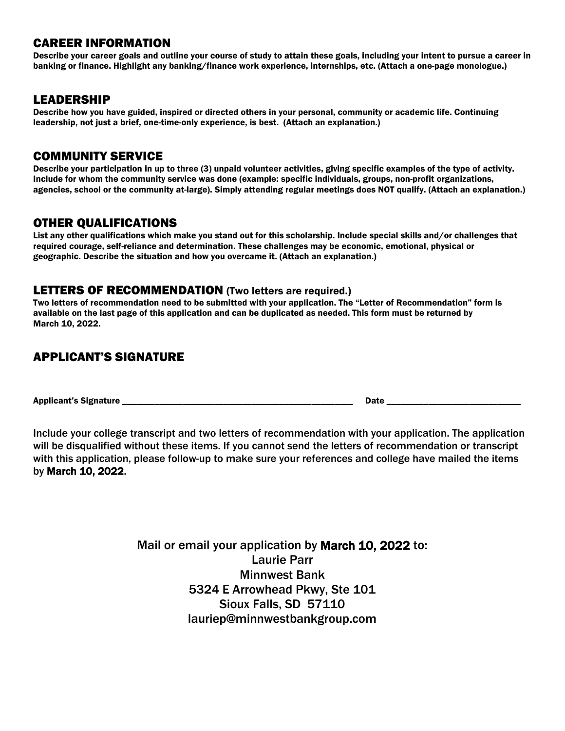## CAREER INFORMATION

**Describe your career goals and outline your course of study to attain these goals, including your intent to pursue a career in banking or finance. Highlight any banking/finance work experience, internships, etc. (Attach a one-page monologue.)**

## LEADERSHIP

**Describe how you have guided, inspired or directed others in your personal, community or academic life. Continuing leadership, not just a brief, one-time-only experience, is best. (Attach an explanation.)**

## COMMUNITY SERVICE

**Describe your participation in up to three (3) unpaid volunteer activities, giving specific examples of the type of activity. Include for whom the community service was done (example: specific individuals, groups, non-profit organizations, agencies, school or the community at-large). Simply attending regular meetings does NOT qualify. (Attach an explanation.)**

## OTHER QUALIFICATIONS

**List any other qualifications which make you stand out for this scholarship. Include special skills and/or challenges that required courage, self-reliance and determination. These challenges may be economic, emotional, physical or geographic. Describe the situation and how you overcame it. (Attach an explanation.)**

## LETTERS OF RECOMMENDATION (Two letters are required.)

**Two letters of recommendation need to be submitted with your application. The "Letter of Recommendation" form is available on the last page of this application and can be duplicated as needed. This form must be returned by March 10, 2022.**

## APPLICANT'S SIGNATURE

**Applicant's Signature** ________________________________________________ **Date** ___________________________

Include your college transcript and two letters of recommendation with your application. The application will be disqualified without these items. If you cannot send the letters of recommendation or transcript with this application, please follow-up to make sure your references and college have mailed the items by March 10, 2022.

Mail or email your application by March 10, 2022 to:
Laurie Parr
Minnwest Bank
5324 E Arrowhead Pkwy, Ste 101
Sioux Falls, SD 57110
lauriep@minnwestbankgroup.com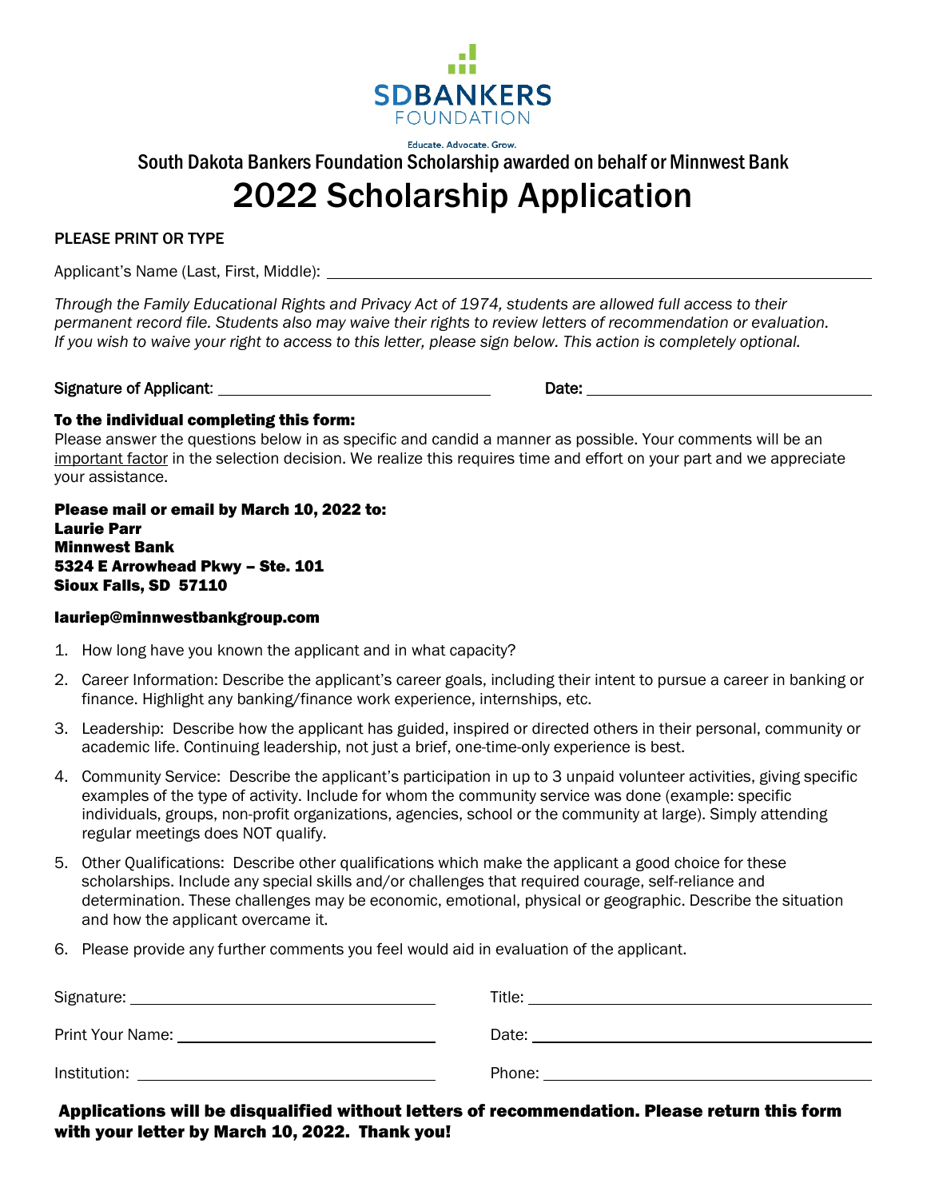SDBANKERS FOUNDATION

Educate. Advocate. Grow.

South Dakota Bankers Foundation Scholarship awarded on behalf or Minnwest Bank

# 2022 Scholarship Application

PLEASE PRINT OR TYPE

Applicant's Name (Last, First, Middle): \_\_\_\_\_\_\_\_\_\_\_\_\_\_\_\_\_\_\_\_\_\_\_\_\_\_\_\_\_\_\_\_\_\_\_\_\_\_\_\_

*Through the Family Educational Rights and Privacy Act of 1974, students are allowed full access to their permanent record file. Students also may waive their rights to review letters of recommendation or evaluation. If you wish to waive your right to access to this letter, please sign below. This action is completely optional.*

Signature of Applicant: \_\_\_\_\_\_\_\_\_\_\_\_\_\_\_\_\_\_\_\_\_\_\_\_\_\_\_\_ Date: \_\_\_\_\_\_\_\_\_\_\_\_\_\_\_\_\_\_\_\_\_\_\_\_\_\_\_\_

**To the individual completing this form:**

Please answer the questions below in as specific and candid a manner as possible. Your comments will be an important factor in the selection decision. We realize this requires time and effort on your part and we appreciate your assistance.

**Please mail or email by March 10, 2022 to:**
**Laurie Parr**
**Minnwest Bank**
**5324 E Arrowhead Pkwy – Ste. 101**
**Sioux Falls, SD 57110**

**lauriep@minnwestbankgroup.com**

1. How long have you known the applicant and in what capacity?
2. Career Information: Describe the applicant's career goals, including their intent to pursue a career in banking or finance. Highlight any banking/finance work experience, internships, etc.
3. Leadership: Describe how the applicant has guided, inspired or directed others in their personal, community or academic life. Continuing leadership, not just a brief, one-time-only experience is best.
4. Community Service: Describe the applicant's participation in up to 3 unpaid volunteer activities, giving specific examples of the type of activity. Include for whom the community service was done (example: specific individuals, groups, non-profit organizations, agencies, school or the community at large). Simply attending regular meetings does NOT qualify.
5. Other Qualifications: Describe other qualifications which make the applicant a good choice for these scholarships. Include any special skills and/or challenges that required courage, self-reliance and determination. These challenges may be economic, emotional, physical or geographic. Describe the situation and how the applicant overcame it.
6. Please provide any further comments you feel would aid in evaluation of the applicant.

Signature: \_\_\_\_\_\_\_\_\_\_\_\_\_\_\_\_\_\_\_\_\_\_\_\_\_\_\_\_ Title: \_\_\_\_\_\_\_\_\_\_\_\_\_\_\_\_\_\_\_\_\_\_\_\_\_\_\_\_

Print Your Name: \_\_\_\_\_\_\_\_\_\_\_\_\_\_\_\_\_\_\_\_\_\_\_\_\_\_\_\_ Date: \_\_\_\_\_\_\_\_\_\_\_\_\_\_\_\_\_\_\_\_\_\_\_\_\_\_\_\_

Institution: \_\_\_\_\_\_\_\_\_\_\_\_\_\_\_\_\_\_\_\_\_\_\_\_\_\_\_\_ Phone: \_\_\_\_\_\_\_\_\_\_\_\_\_\_\_\_\_\_\_\_\_\_\_\_\_\_\_\_

**Applications will be disqualified without letters of recommendation. Please return this form with your letter by March 10, 2022. Thank you!**